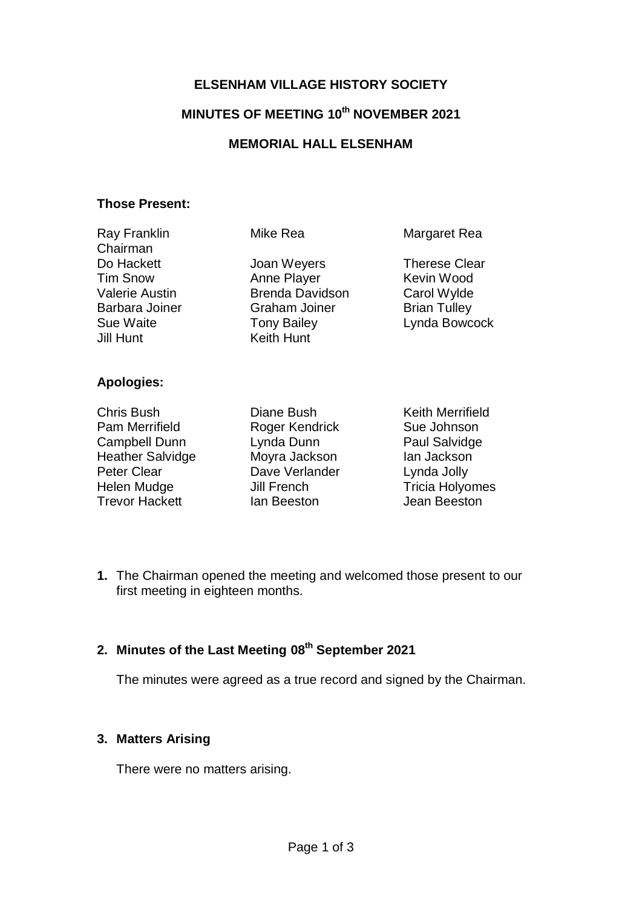# ELSENHAM VILLAGE HISTORY SOCIETY

## MINUTES OF MEETING 10th NOVEMBER 2021

## MEMORIAL HALL ELSENHAM

**Those Present:**

| | | |
|---|---|---|
| Ray Franklin Chairman | Mike Rea | Margaret Rea |
| Do Hackett | Joan Weyers | Therese Clear |
| Tim Snow | Anne Player | Kevin Wood |
| Valerie Austin | Brenda Davidson | Carol Wylde |
| Barbara Joiner | Graham Joiner | Brian Tulley |
| Sue Waite | Tony Bailey | Lynda Bowcock |
| Jill Hunt | Keith Hunt | |

**Apologies:**

| | | |
|---|---|---|
| Chris Bush | Diane Bush | Keith Merrifield |
| Pam Merrifield | Roger Kendrick | Sue Johnson |
| Campbell Dunn | Lynda Dunn | Paul Salvidge |
| Heather Salvidge | Moyra Jackson | Ian Jackson |
| Peter Clear | Dave Verlander | Lynda Jolly |
| Helen Mudge | Jill French | Tricia Holyomes |
| Trevor Hackett | Ian Beeston | Jean Beeston |

**1.** The Chairman opened the meeting and welcomed those present to our first meeting in eighteen months.

**2. Minutes of the Last Meeting 08th September 2021**

The minutes were agreed as a true record and signed by the Chairman.

**3. Matters Arising**

There were no matters arising.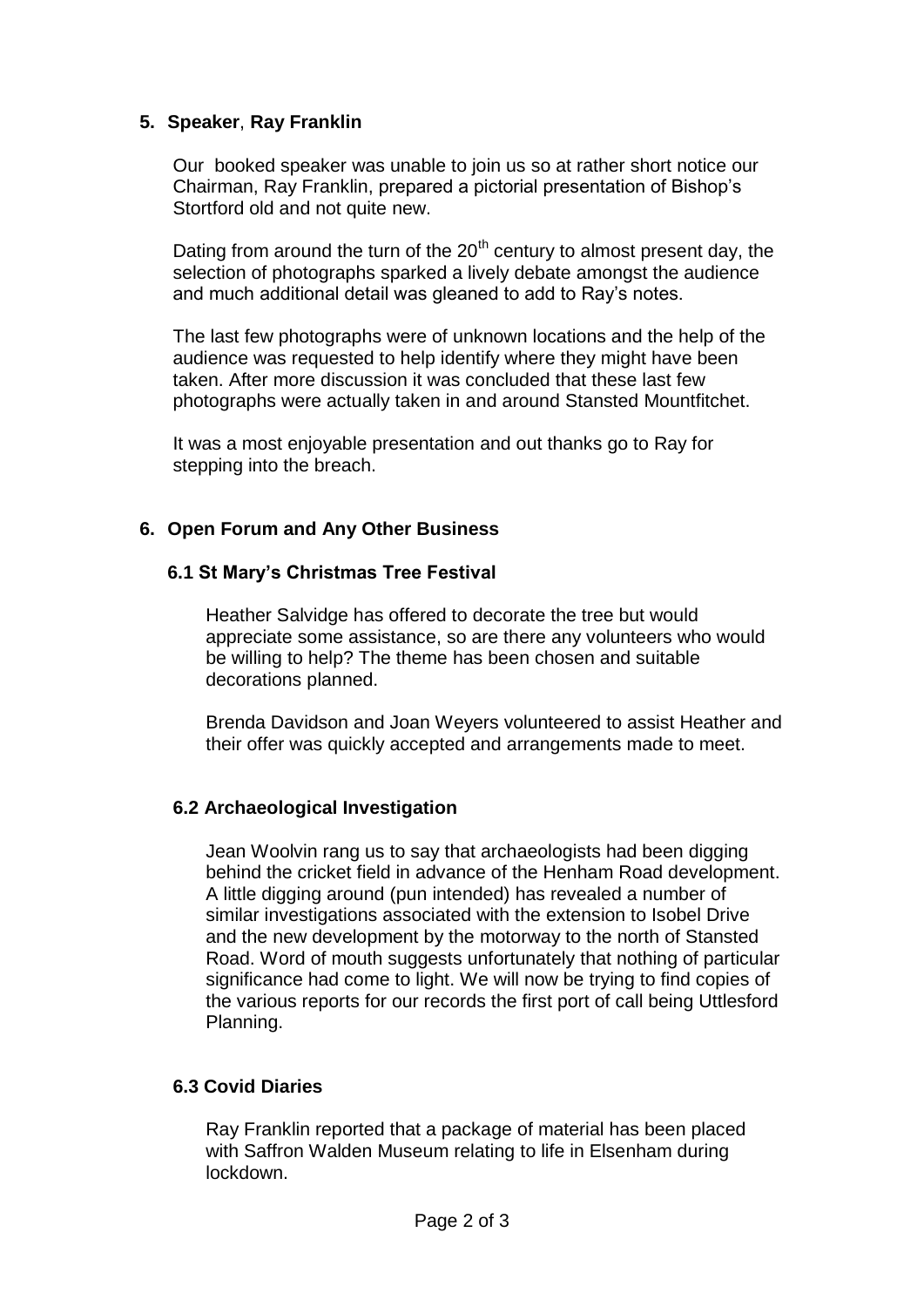## 5. Speaker, Ray Franklin

Our booked speaker was unable to join us so at rather short notice our Chairman, Ray Franklin, prepared a pictorial presentation of Bishop's Stortford old and not quite new.

Dating from around the turn of the 20th century to almost present day, the selection of photographs sparked a lively debate amongst the audience and much additional detail was gleaned to add to Ray's notes.

The last few photographs were of unknown locations and the help of the audience was requested to help identify where they might have been taken. After more discussion it was concluded that these last few photographs were actually taken in and around Stansted Mountfitchet.

It was a most enjoyable presentation and out thanks go to Ray for stepping into the breach.

## 6. Open Forum and Any Other Business

### 6.1 St Mary's Christmas Tree Festival

Heather Salvidge has offered to decorate the tree but would appreciate some assistance, so are there any volunteers who would be willing to help? The theme has been chosen and suitable decorations planned.

Brenda Davidson and Joan Weyers volunteered to assist Heather and their offer was quickly accepted and arrangements made to meet.

### 6.2 Archaeological Investigation

Jean Woolvin rang us to say that archaeologists had been digging behind the cricket field in advance of the Henham Road development. A little digging around (pun intended) has revealed a number of similar investigations associated with the extension to Isobel Drive and the new development by the motorway to the north of Stansted Road. Word of mouth suggests unfortunately that nothing of particular significance had come to light. We will now be trying to find copies of the various reports for our records the first port of call being Uttlesford Planning.

### 6.3 Covid Diaries

Ray Franklin reported that a package of material has been placed with Saffron Walden Museum relating to life in Elsenham during lockdown.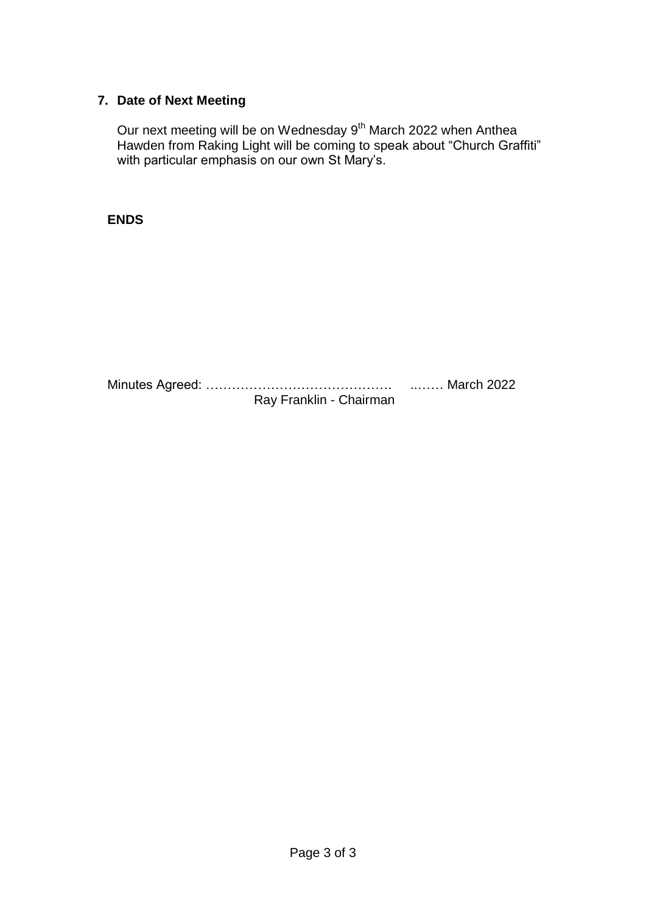## 7. Date of Next Meeting

Our next meeting will be on Wednesday 9th March 2022 when Anthea Hawden from Raking Light will be coming to speak about "Church Graffiti" with particular emphasis on our own St Mary's.

**ENDS**

Minutes Agreed: …………………………………….   ..…… March 2022

Ray Franklin - Chairman